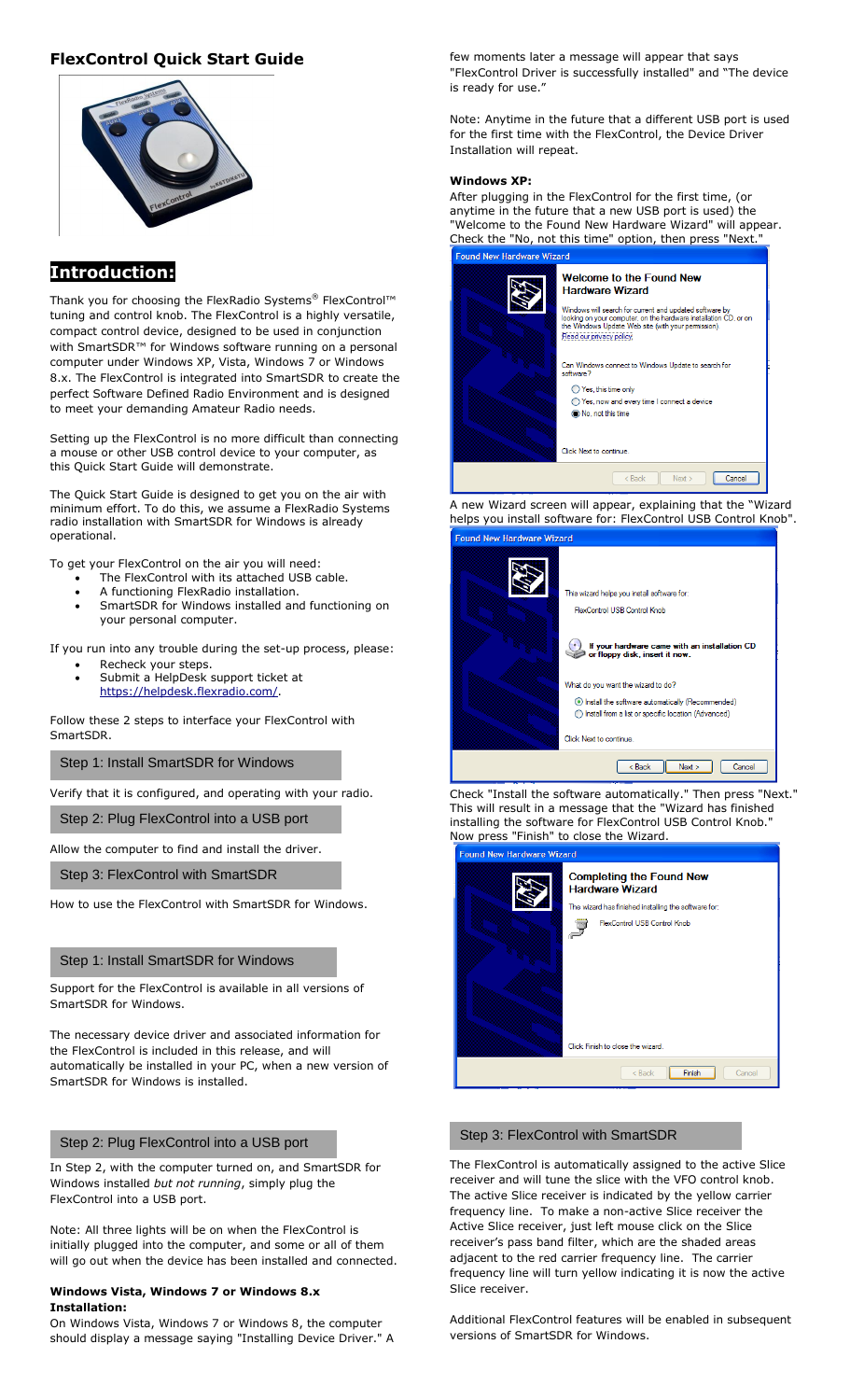# FlexControl Quick Start Guide

## Introduction:

Thank you for choosing the FlexRadio Systems® FlexControl™ tuning and control knob. The FlexControl is a highly versatile, compact control device, designed to be used in conjunction with SmartSDR™ for Windows software running on a personal computer under Windows XP, Vista, Windows 7 or Windows 8.x. The FlexControl is integrated into SmartSDR to create the perfect Software Defined Radio Environment and is designed to meet your demanding Amateur Radio needs.

Setting up the FlexControl is no more difficult than connecting a mouse or other USB control device to your computer, as this Quick Start Guide will demonstrate.

The Quick Start Guide is designed to get you on the air with minimum effort. To do this, we assume a FlexRadio Systems radio installation with SmartSDR for Windows is already operational.

To get your FlexControl on the air you will need:

- The FlexControl with its attached USB cable.
- A functioning FlexRadio installation.
- SmartSDR for Windows installed and functioning on your personal computer.

If you run into any trouble during the set-up process, please:

- Recheck your steps.
- Submit a HelpDesk support ticket at https://helpdesk.flexradio.com/.

Follow these 2 steps to interface your FlexControl with SmartSDR.

**Step 1: Install SmartSDR for Windows**

Verify that it is configured, and operating with your radio.

**Step 2: Plug FlexControl into a USB port**

Allow the computer to find and install the driver.

**Step 3: FlexControl with SmartSDR**

How to use the FlexControl with SmartSDR for Windows.

### Step 1: Install SmartSDR for Windows

Support for the FlexControl is available in all versions of SmartSDR for Windows.

The necessary device driver and associated information for the FlexControl is included in this release, and will automatically be installed in your PC, when a new version of SmartSDR for Windows is installed.

### Step 2: Plug FlexControl into a USB port

In Step 2, with the computer turned on, and SmartSDR for Windows installed *but not running*, simply plug the FlexControl into a USB port.

Note: All three lights will be on when the FlexControl is initially plugged into the computer, and some or all of them will go out when the device has been installed and connected.

**Windows Vista, Windows 7 or Windows 8.x Installation:**

On Windows Vista, Windows 7 or Windows 8, the computer should display a message saying "Installing Device Driver." A few moments later a message will appear that says "FlexControl Driver is successfully installed" and "The device is ready for use."

Note: Anytime in the future that a different USB port is used for the first time with the FlexControl, the Device Driver Installation will repeat.

**Windows XP:**

After plugging in the FlexControl for the first time, (or anytime in the future that a new USB port is used) the "Welcome to the Found New Hardware Wizard" will appear. Check the "No, not this time" option, then press "Next."

A new Wizard screen will appear, explaining that the "Wizard helps you install software for: FlexControl USB Control Knob".

Check "Install the software automatically." Then press "Next." This will result in a message that the "Wizard has finished installing the software for FlexControl USB Control Knob." Now press "Finish" to close the Wizard.

### Step 3: FlexControl with SmartSDR

The FlexControl is automatically assigned to the active Slice receiver and will tune the slice with the VFO control knob. The active Slice receiver is indicated by the yellow carrier frequency line. To make a non-active Slice receiver the Active Slice receiver, just left mouse click on the Slice receiver's pass band filter, which are the shaded areas adjacent to the red carrier frequency line. The carrier frequency line will turn yellow indicating it is now the active Slice receiver.

Additional FlexControl features will be enabled in subsequent versions of SmartSDR for Windows.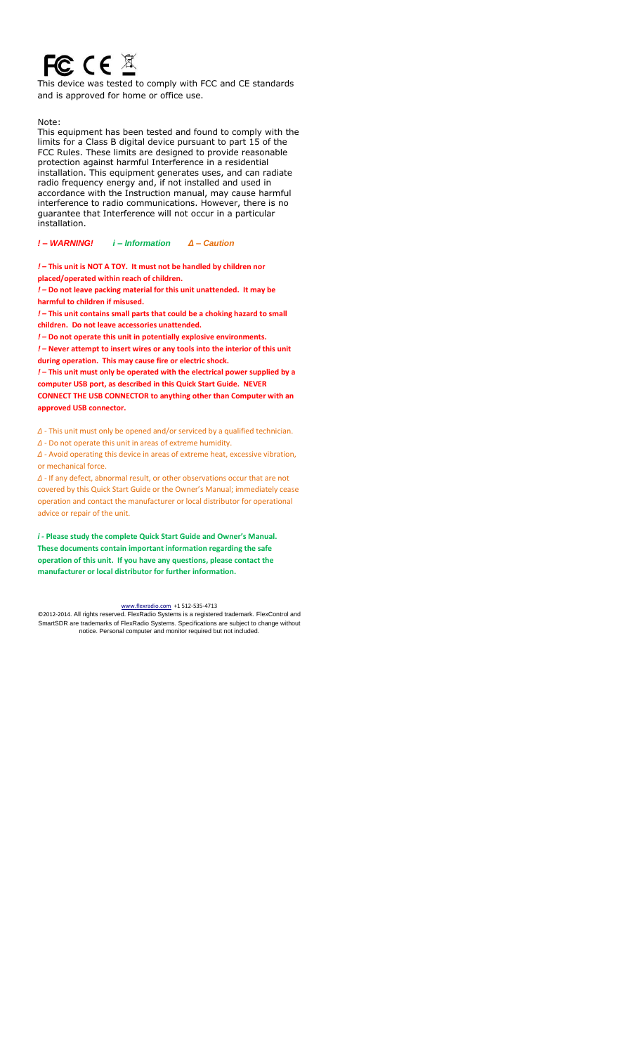FC CE

This device was tested to comply with FCC and CE standards and is approved for home or office use.

Note:

This equipment has been tested and found to comply with the limits for a Class B digital device pursuant to part 15 of the FCC Rules. These limits are designed to provide reasonable protection against harmful Interference in a residential installation. This equipment generates uses, and can radiate radio frequency energy and, if not installed and used in accordance with the Instruction manual, may cause harmful interference to radio communications. However, there is no guarantee that Interference will not occur in a particular installation.

***! – WARNING!*** ***i – Information*** ***Δ – Caution***

**! – This unit is NOT A TOY. It must not be handled by children nor placed/operated within reach of children.**

**! – Do not leave packing material for this unit unattended. It may be harmful to children if misused.**

**! – This unit contains small parts that could be a choking hazard to small children. Do not leave accessories unattended.**

**! – Do not operate this unit in potentially explosive environments.**

**! – Never attempt to insert wires or any tools into the interior of this unit during operation. This may cause fire or electric shock.**

**! – This unit must only be operated with the electrical power supplied by a computer USB port, as described in this Quick Start Guide. NEVER CONNECT THE USB CONNECTOR to anything other than Computer with an approved USB connector.**

*Δ* - This unit must only be opened and/or serviced by a qualified technician.

*Δ* - Do not operate this unit in areas of extreme humidity.

*Δ* - Avoid operating this device in areas of extreme heat, excessive vibration, or mechanical force.

*Δ* - If any defect, abnormal result, or other observations occur that are not covered by this Quick Start Guide or the Owner's Manual; immediately cease operation and contact the manufacturer or local distributor for operational advice or repair of the unit.

***i*** **- Please study the complete Quick Start Guide and Owner's Manual. These documents contain important information regarding the safe operation of this unit. If you have any questions, please contact the manufacturer or local distributor for further information.**

www.flexradio.com +1 512-535-4713

©2012-2014. All rights reserved. FlexRadio Systems is a registered trademark. FlexControl and SmartSDR are trademarks of FlexRadio Systems. Specifications are subject to change without notice. Personal computer and monitor required but not included.